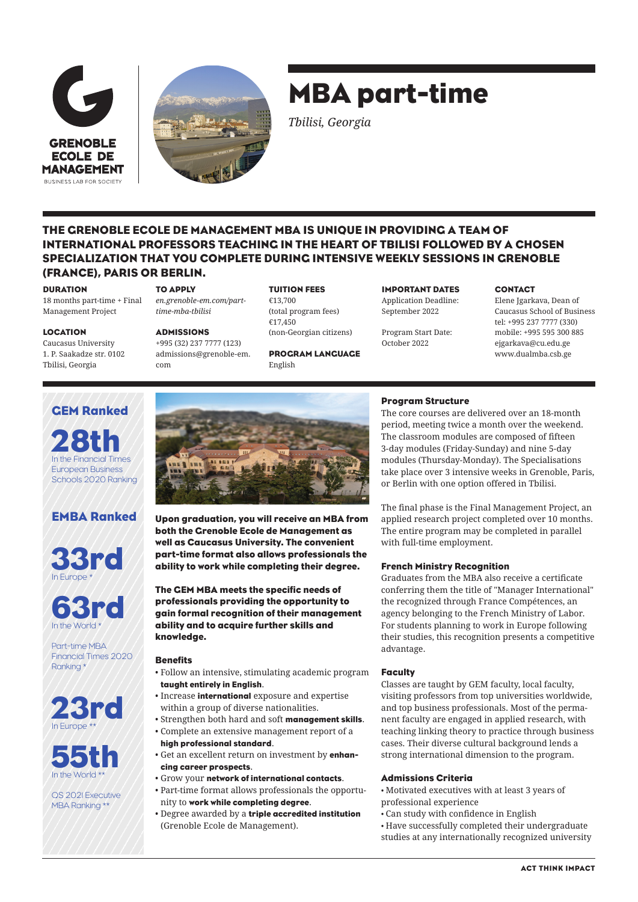GRENOBLE ECOLE DE MANAGEMENT

BUSINESS LAB FOR SOCIETY

# MBA part-time

*Tbilisi, Georgia*

## THE GRENOBLE ECOLE DE MANAGEMENT MBA IS UNIQUE IN PROVIDING A TEAM OF INTERNATIONAL PROFESSORS TEACHING IN THE HEART OF TBILISI FOLLOWED BY A CHOSEN SPECIALIZATION THAT YOU COMPLETE DURING INTENSIVE WEEKLY SESSIONS IN GRENOBLE (FRANCE), PARIS OR BERLIN.

**DURATION**
18 months part-time + Final Management Project

**LOCATION**
Caucasus University
1. P. Saakadze str. 0102
Tbilisi, Georgia

**TO APPLY**
*en.grenoble-em.com/part-time-mba-tbilisi*

**ADMISSIONS**
+995 (32) 237 7777 (123)
admissions@grenoble-em.com

**TUITION FEES**
€13,700
(total program fees)
€17,450
(non-Georgian citizens)

**PROGRAM LANGUAGE**
English

**IMPORTANT DATES**
Application Deadline:
September 2022

Program Start Date:
October 2022

**CONTACT**
Elene Jgarkava, Dean of Caucasus School of Business
tel: +995 237 7777 (330)
mobile: +995 595 300 885
ejgarkava@cu.edu.ge
www.dualmba.csb.ge

### GEM Ranked

**28th**
In the Financial Times European Business Schools 2020 Ranking

### EMBA Ranked

**33rd**
In Europe *

**63rd**
In the World *

Part-time MBA Financial Times 2020 Ranking *

**23rd**
In Europe **

**55th**
In the World **

QS 2021 Executive MBA Ranking **

**Upon graduation, you will receive an MBA from both the Grenoble Ecole de Management as well as Caucasus University. The convenient part-time format also allows professionals the ability to work while completing their degree.**

**The GEM MBA meets the specific needs of professionals providing the opportunity to gain formal recognition of their management ability and to acquire further skills and knowledge.**

### Benefits

- Follow an intensive, stimulating academic program **taught entirely in English**.
- Increase **international** exposure and expertise within a group of diverse nationalities.
- Strengthen both hard and soft **management skills**.
- Complete an extensive management report of a **high professional standard**.
- Get an excellent return on investment by **enhancing career prospects**.
- Grow your **network of international contacts**.
- Part-time format allows professionals the opportunity to **work while completing degree**.
- Degree awarded by a **triple accredited institution** (Grenoble Ecole de Management).

### Program Structure

The core courses are delivered over an 18-month period, meeting twice a month over the weekend. The classroom modules are composed of fifteen 3-day modules (Friday-Sunday) and nine 5-day modules (Thursday-Monday). The Specialisations take place over 3 intensive weeks in Grenoble, Paris, or Berlin with one option offered in Tbilisi.

The final phase is the Final Management Project, an applied research project completed over 10 months. The entire program may be completed in parallel with full-time employment.

### French Ministry Recognition

Graduates from the MBA also receive a certificate conferring them the title of "Manager International" the recognized through France Compétences, an agency belonging to the French Ministry of Labor. For students planning to work in Europe following their studies, this recognition presents a competitive advantage.

### Faculty

Classes are taught by GEM faculty, local faculty, visiting professors from top universities worldwide, and top business professionals. Most of the permanent faculty are engaged in applied research, with teaching linking theory to practice through business cases. Their diverse cultural background lends a strong international dimension to the program.

### Admissions Criteria

- Motivated executives with at least 3 years of professional experience
- Can study with confidence in English
- Have successfully completed their undergraduate studies at any internationally recognized university

ACT THINK IMPACT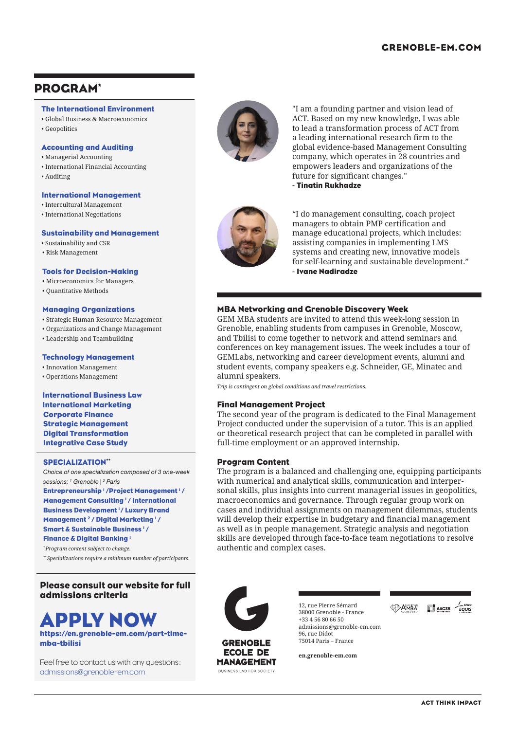## PROGRAM*

### The International Environment
- Global Business & Macroeconomics
- Geopolitics

### Accounting and Auditing
- Managerial Accounting
- International Financial Accounting
- Auditing

### International Management
- Intercultural Management
- International Negotiations

### Sustainability and Management
- Sustainability and CSR
- Risk Management

### Tools for Decision-Making
- Microeconomics for Managers
- Quantitative Methods

### Managing Organizations
- Strategic Human Resource Management
- Organizations and Change Management
- Leadership and Teambuilding

### Technology Management
- Innovation Management
- Operations Management

**International Business Law**
**International Marketing**
**Corporate Finance**
**Strategic Management**
**Digital Transformation**
**Integrative Case Study**

### SPECIALIZATION**

*Choice of one specialization composed of 3 one-week sessions: [1] Grenoble | [2] Paris*

**Entrepreneurship [1] / Project Management [1] / Management Consulting [1] / International Business Development [1] / Luxury Brand Management [2] / Digital Marketing [1] / Smart & Sustainable Business [1] / Finance & Digital Banking [1]**

*\*Program content subject to change.*

*\*\*Specializations require a minimum number of participants.*

"I am a founding partner and vision lead of ACT. Based on my new knowledge, I was able to lead a transformation process of ACT from a leading international research firm to the global evidence-based Management Consulting company, which operates in 28 countries and empowers leaders and organizations of the future for significant changes."
- **Tinatin Rukhadze**

"I do management consulting, coach project managers to obtain PMP certification and manage educational projects, which includes: assisting companies in implementing LMS systems and creating new, innovative models for self-learning and sustainable development."
- **Ivane Nadiradze**

### MBA Networking and Grenoble Discovery Week

GEM MBA students are invited to attend this week-long session in Grenoble, enabling students from campuses in Grenoble, Moscow, and Tbilisi to come together to network and attend seminars and conferences on key management issues. The week includes a tour of GEMLabs, networking and career development events, alumni and student events, company speakers e.g. Schneider, GE, Minatec and alumni speakers.

*Trip is contingent on global conditions and travel restrictions.*

### Final Management Project

The second year of the program is dedicated to the Final Management Project conducted under the supervision of a tutor. This is an applied or theoretical research project that can be completed in parallel with full-time employment or an approved internship.

### Program Content

The program is a balanced and challenging one, equipping participants with numerical and analytical skills, communication and interpersonal skills, plus insights into current managerial issues in geopolitics, macroeconomics and governance. Through regular group work on cases and individual assignments on management dilemmas, students will develop their expertise in budgetary and financial management as well as in people management. Strategic analysis and negotiation skills are developed through face-to-face team negotiations to resolve authentic and complex cases.

**Please consult our website for full admissions criteria**

## APPLY NOW

**https://en.grenoble-em.com/part-time-mba-tbilisi**

Feel free to contact us with any questions: admissions@grenoble-em.com

GRENOBLE ECOLE DE MANAGEMENT
BUSINESS LAB FOR SOCIETY

12, rue Pierre Sémard
38000 Grenoble - France
+33 4 56 80 66 50
admissions@grenoble-em.com
96, rue Didot
75014 Paris – France

**en.grenoble-em.com**

AMBA ACCREDITED · AACSB ACCREDITED · EFMD EQUIS ACCREDITED

ACT THINK IMPACT